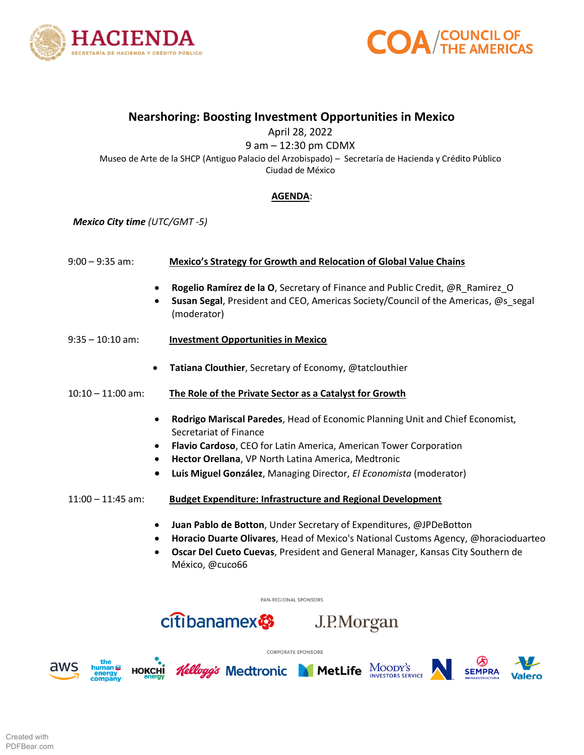HACIENDA
SECRETARÍA DE HACIENDA Y CRÉDITO PÚBLICO

COA / COUNCIL OF THE AMERICAS

# Nearshoring: Boosting Investment Opportunities in Mexico

April 28, 2022

9 am – 12:30 pm CDMX

Museo de Arte de la SHCP (Antiguo Palacio del Arzobispado) – Secretaría de Hacienda y Crédito Público

Ciudad de México

## AGENDA:

***Mexico City time** (UTC/GMT -5)*

**9:00 – 9:35 am:** **Mexico's Strategy for Growth and Relocation of Global Value Chains**

- **Rogelio Ramírez de la O**, Secretary of Finance and Public Credit, @R_Ramirez_O
- **Susan Segal**, President and CEO, Americas Society/Council of the Americas, @s_segal (moderator)

**9:35 – 10:10 am:** **Investment Opportunities in Mexico**

- **Tatiana Clouthier**, Secretary of Economy, @tatclouthier

**10:10 – 11:00 am:** **The Role of the Private Sector as a Catalyst for Growth**

- **Rodrigo Mariscal Paredes**, Head of Economic Planning Unit and Chief Economist, Secretariat of Finance
- **Flavio Cardoso**, CEO for Latin America, American Tower Corporation
- **Hector Orellana**, VP North Latina America, Medtronic
- **Luis Miguel González**, Managing Director, *El Economista* (moderator)

**11:00 – 11:45 am:** **Budget Expenditure: Infrastructure and Regional Development**

- **Juan Pablo de Botton**, Under Secretary of Expenditures, @JPDeBotton
- **Horacio Duarte Olivares**, Head of Mexico's National Customs Agency, @horacioduarteo
- **Oscar Del Cueto Cuevas**, President and General Manager, Kansas City Southern de México, @cuco66

PAN-REGIONAL SPONSORS

citibanamex J.P.Morgan

CORPORATE SPONSORS

aws, the human energy company, HOKCHI energy, Kellogg's, Medtronic, MetLife, Moody's Investors Service, Sempra Infraestructura, Valero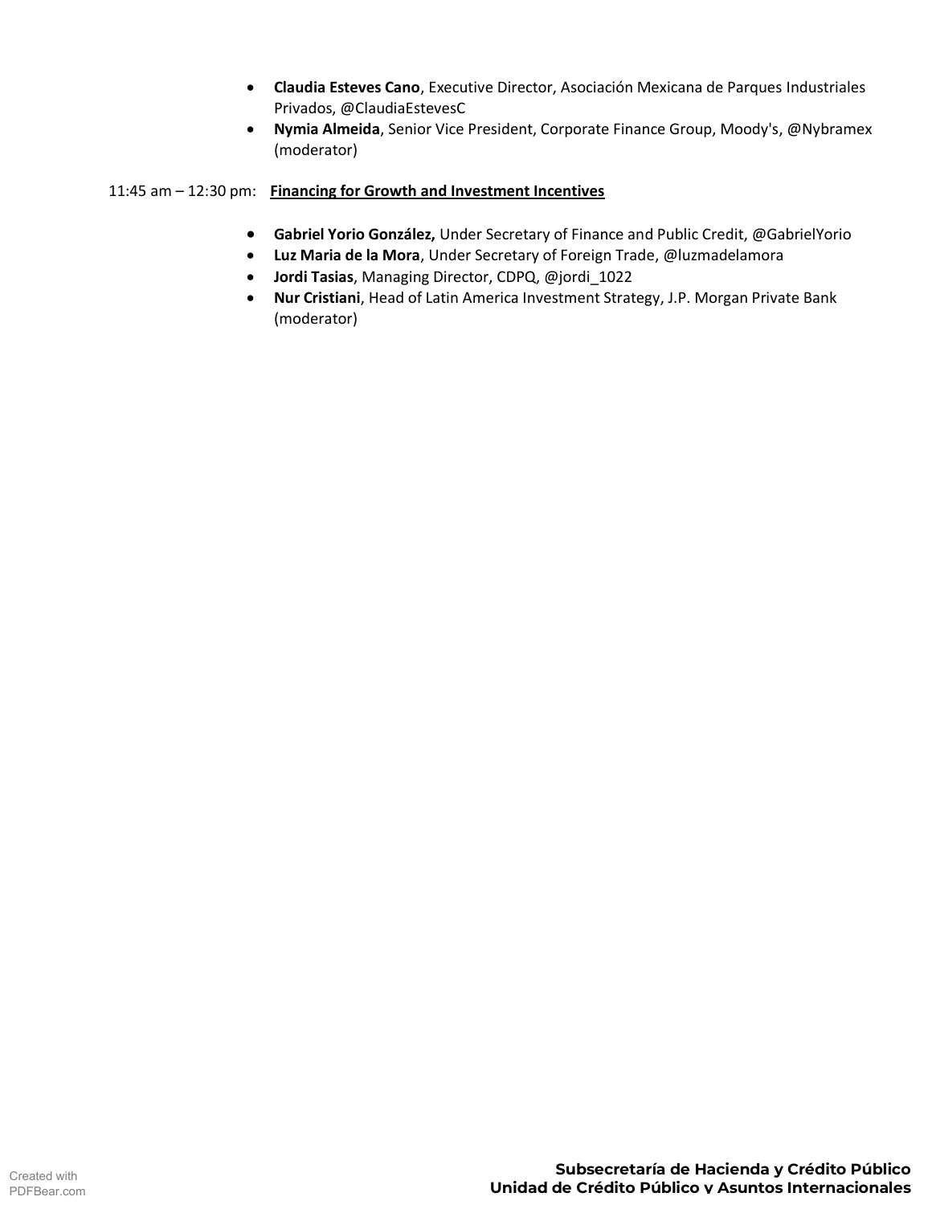- **Claudia Esteves Cano**, Executive Director, Asociación Mexicana de Parques Industriales Privados, @ClaudiaEstevesC
- **Nymia Almeida**, Senior Vice President, Corporate Finance Group, Moody's, @Nybramex (moderator)

11:45 am – 12:30 pm: **Financing for Growth and Investment Incentives**

- **Gabriel Yorio González,** Under Secretary of Finance and Public Credit, @GabrielYorio
- **Luz Maria de la Mora**, Under Secretary of Foreign Trade, @luzmadelamora
- **Jordi Tasias**, Managing Director, CDPQ, @jordi_1022
- **Nur Cristiani**, Head of Latin America Investment Strategy, J.P. Morgan Private Bank (moderator)